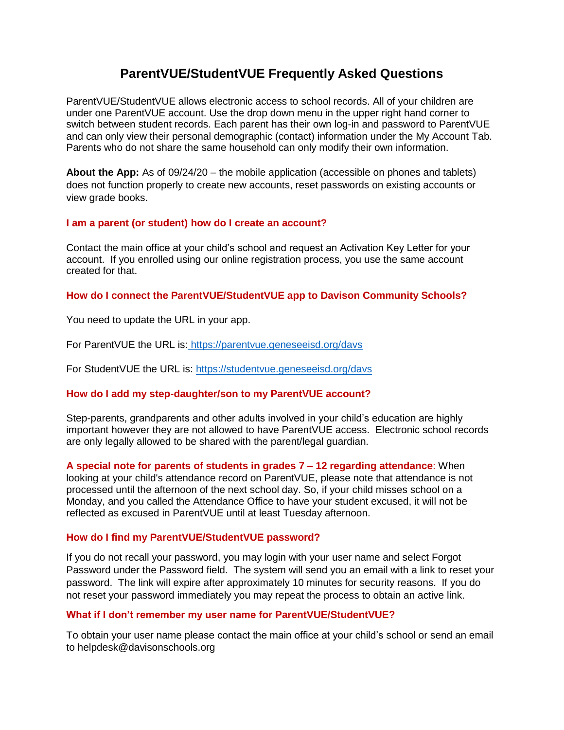# ParentVUE/StudentVUE Frequently Asked Questions

ParentVUE/StudentVUE allows electronic access to school records. All of your children are under one ParentVUE account. Use the drop down menu in the upper right hand corner to switch between student records. Each parent has their own log-in and password to ParentVUE and can only view their personal demographic (contact) information under the My Account Tab. Parents who do not share the same household can only modify their own information.

**About the App:** As of 09/24/20 – the mobile application (accessible on phones and tablets) does not function properly to create new accounts, reset passwords on existing accounts or view grade books.

### I am a parent (or student) how do I create an account?

Contact the main office at your child's school and request an Activation Key Letter for your account. If you enrolled using our online registration process, you use the same account created for that.

### How do I connect the ParentVUE/StudentVUE app to Davison Community Schools?

You need to update the URL in your app.

For ParentVUE the URL is: https://parentvue.geneseeisd.org/davs

For StudentVUE the URL is: https://studentvue.geneseeisd.org/davs

### How do I add my step-daughter/son to my ParentVUE account?

Step-parents, grandparents and other adults involved in your child's education are highly important however they are not allowed to have ParentVUE access. Electronic school records are only legally allowed to be shared with the parent/legal guardian.

**A special note for parents of students in grades 7 – 12 regarding attendance**: When looking at your child's attendance record on ParentVUE, please note that attendance is not processed until the afternoon of the next school day. So, if your child misses school on a Monday, and you called the Attendance Office to have your student excused, it will not be reflected as excused in ParentVUE until at least Tuesday afternoon.

### How do I find my ParentVUE/StudentVUE password?

If you do not recall your password, you may login with your user name and select Forgot Password under the Password field. The system will send you an email with a link to reset your password. The link will expire after approximately 10 minutes for security reasons. If you do not reset your password immediately you may repeat the process to obtain an active link.

### What if I don't remember my user name for ParentVUE/StudentVUE?

To obtain your user name please contact the main office at your child's school or send an email to helpdesk@davisonschools.org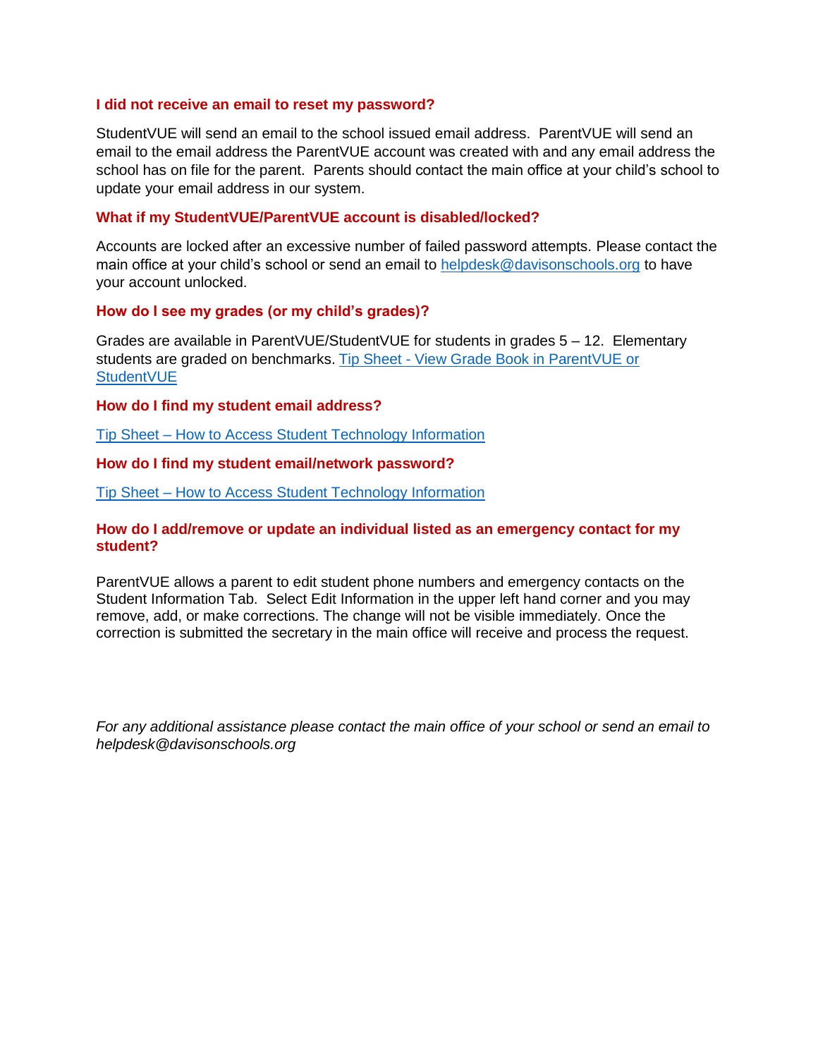### I did not receive an email to reset my password?

StudentVUE will send an email to the school issued email address. ParentVUE will send an email to the email address the ParentVUE account was created with and any email address the school has on file for the parent. Parents should contact the main office at your child's school to update your email address in our system.

### What if my StudentVUE/ParentVUE account is disabled/locked?

Accounts are locked after an excessive number of failed password attempts. Please contact the main office at your child's school or send an email to [helpdesk@davisonschools.org](mailto:helpdesk@davisonschools.org) to have your account unlocked.

### How do I see my grades (or my child's grades)?

Grades are available in ParentVUE/StudentVUE for students in grades 5 – 12. Elementary students are graded on benchmarks. [Tip Sheet - View Grade Book in ParentVUE or StudentVUE]()

### How do I find my student email address?

[Tip Sheet – How to Access Student Technology Information]()

### How do I find my student email/network password?

[Tip Sheet – How to Access Student Technology Information]()

### How do I add/remove or update an individual listed as an emergency contact for my student?

ParentVUE allows a parent to edit student phone numbers and emergency contacts on the Student Information Tab. Select Edit Information in the upper left hand corner and you may remove, add, or make corrections. The change will not be visible immediately. Once the correction is submitted the secretary in the main office will receive and process the request.

*For any additional assistance please contact the main office of your school or send an email to helpdesk@davisonschools.org*